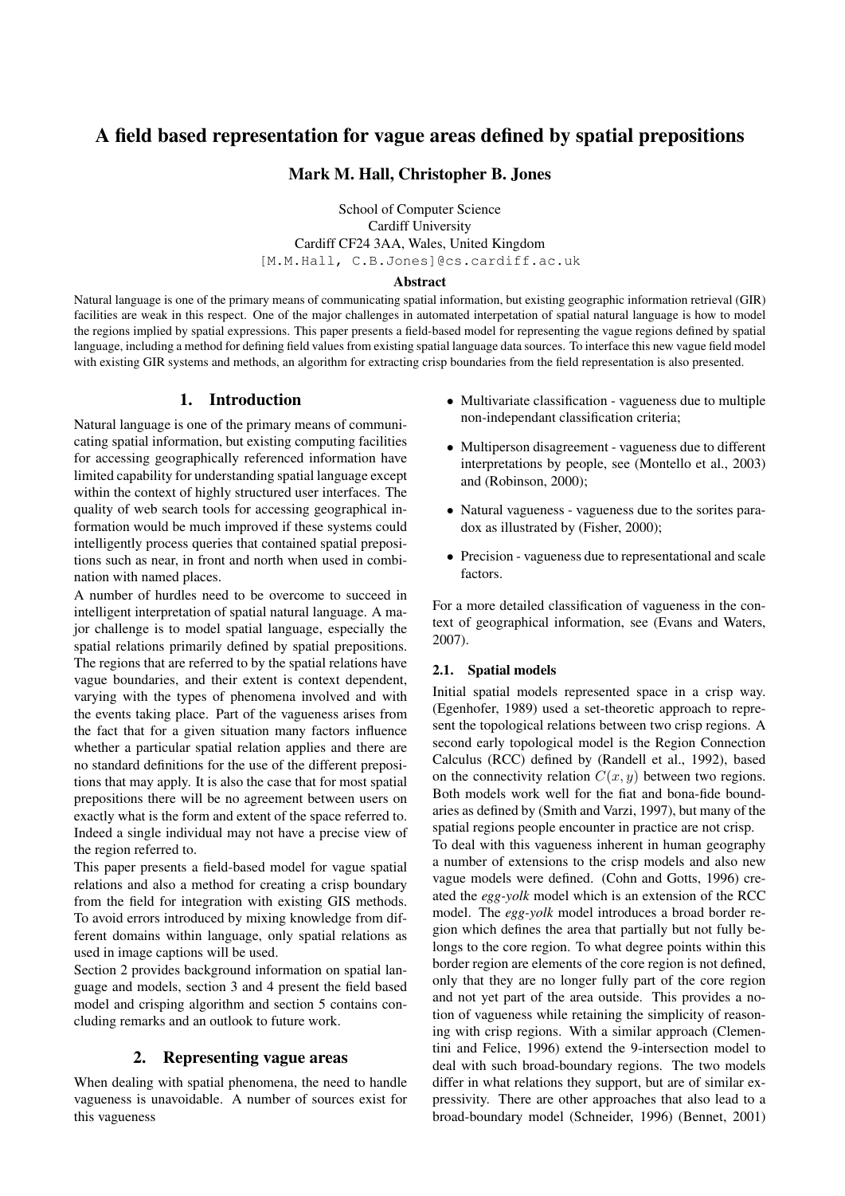# A field based representation for vague areas defined by spatial prepositions

**Mark M. Hall, Christopher B. Jones**

School of Computer Science
Cardiff University
Cardiff CF24 3AA, Wales, United Kingdom
[M.M.Hall, C.B.Jones]@cs.cardiff.ac.uk

### Abstract

Natural language is one of the primary means of communicating spatial information, but existing geographic information retrieval (GIR) facilities are weak in this respect. One of the major challenges in automated interpetation of spatial natural language is how to model the regions implied by spatial expressions. This paper presents a field-based model for representing the vague regions defined by spatial language, including a method for defining field values from existing spatial language data sources. To interface this new vague field model with existing GIR systems and methods, an algorithm for extracting crisp boundaries from the field representation is also presented.

## 1. Introduction

Natural language is one of the primary means of communicating spatial information, but existing computing facilities for accessing geographically referenced information have limited capability for understanding spatial language except within the context of highly structured user interfaces. The quality of web search tools for accessing geographical information would be much improved if these systems could intelligently process queries that contained spatial prepositions such as near, in front and north when used in combination with named places.

A number of hurdles need to be overcome to succeed in intelligent interpretation of spatial natural language. A major challenge is to model spatial language, especially the spatial relations primarily defined by spatial prepositions. The regions that are referred to by the spatial relations have vague boundaries, and their extent is context dependent, varying with the types of phenomena involved and with the events taking place. Part of the vagueness arises from the fact that for a given situation many factors influence whether a particular spatial relation applies and there are no standard definitions for the use of the different prepositions that may apply. It is also the case that for most spatial prepositions there will be no agreement between users on exactly what is the form and extent of the space referred to. Indeed a single individual may not have a precise view of the region referred to.

This paper presents a field-based model for vague spatial relations and also a method for creating a crisp boundary from the field for integration with existing GIS methods. To avoid errors introduced by mixing knowledge from different domains within language, only spatial relations as used in image captions will be used.

Section 2 provides background information on spatial language and models, section 3 and 4 present the field based model and crisping algorithm and section 5 contains concluding remarks and an outlook to future work.

## 2. Representing vague areas

When dealing with spatial phenomena, the need to handle vagueness is unavoidable. A number of sources exist for this vagueness

- Multivariate classification - vagueness due to multiple non-independant classification criteria;
- Multiperson disagreement - vagueness due to different interpretations by people, see (Montello et al., 2003) and (Robinson, 2000);
- Natural vagueness - vagueness due to the sorites paradox as illustrated by (Fisher, 2000);
- Precision - vagueness due to representational and scale factors.

For a more detailed classification of vagueness in the context of geographical information, see (Evans and Waters, 2007).

### 2.1. Spatial models

Initial spatial models represented space in a crisp way. (Egenhofer, 1989) used a set-theoretic approach to represent the topological relations between two crisp regions. A second early topological model is the Region Connection Calculus (RCC) defined by (Randell et al., 1992), based on the connectivity relation $C(x, y)$ between two regions. Both models work well for the fiat and bona-fide boundaries as defined by (Smith and Varzi, 1997), but many of the spatial regions people encounter in practice are not crisp.

To deal with this vagueness inherent in human geography a number of extensions to the crisp models and also new vague models were defined. (Cohn and Gotts, 1996) created the *egg-yolk* model which is an extension of the RCC model. The *egg-yolk* model introduces a broad border region which defines the area that partially but not fully belongs to the core region. To what degree points within this border region are elements of the core region is not defined, only that they are no longer fully part of the core region and not yet part of the area outside. This provides a notion of vagueness while retaining the simplicity of reasoning with crisp regions. With a similar approach (Clementini and Felice, 1996) extend the 9-intersection model to deal with such broad-boundary regions. The two models differ in what relations they support, but are of similar expressivity. There are other approaches that also lead to a broad-boundary model (Schneider, 1996) (Bennet, 2001)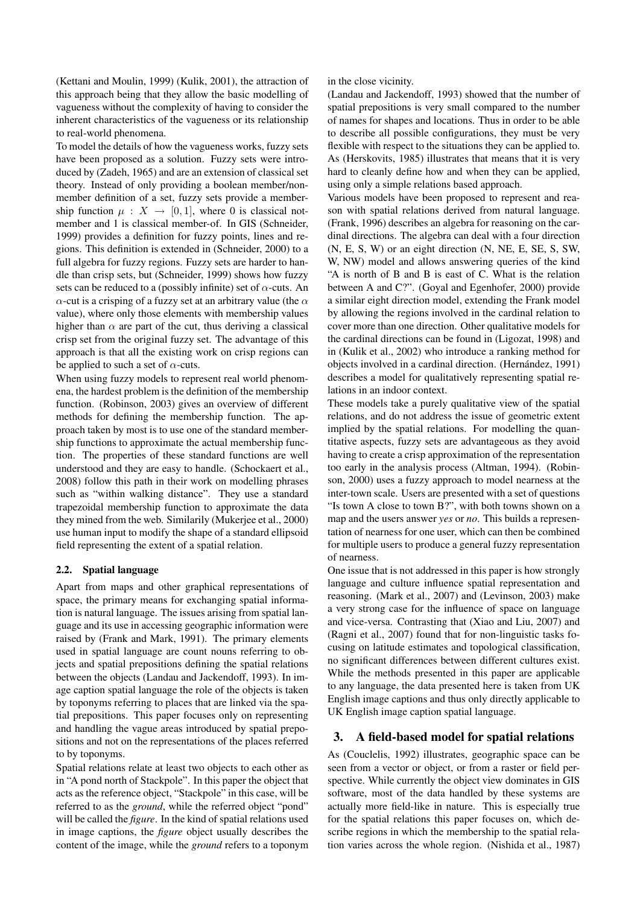(Kettani and Moulin, 1999) (Kulik, 2001), the attraction of this approach being that they allow the basic modelling of vagueness without the complexity of having to consider the inherent characteristics of the vagueness or its relationship to real-world phenomena.

To model the details of how the vagueness works, fuzzy sets have been proposed as a solution. Fuzzy sets were introduced by (Zadeh, 1965) and are an extension of classical set theory. Instead of only providing a boolean member/non-member definition of a set, fuzzy sets provide a membership function $\mu : X \rightarrow [0, 1]$, where 0 is classical not-member and 1 is classical member-of. In GIS (Schneider, 1999) provides a definition for fuzzy points, lines and regions. This definition is extended in (Schneider, 2000) to a full algebra for fuzzy regions. Fuzzy sets are harder to handle than crisp sets, but (Schneider, 1999) shows how fuzzy sets can be reduced to a (possibly infinite) set of $\alpha$-cuts. An $\alpha$-cut is a crisping of a fuzzy set at an arbitrary value (the $\alpha$ value), where only those elements with membership values higher than $\alpha$ are part of the cut, thus deriving a classical crisp set from the original fuzzy set. The advantage of this approach is that all the existing work on crisp regions can be applied to such a set of $\alpha$-cuts.

When using fuzzy models to represent real world phenomena, the hardest problem is the definition of the membership function. (Robinson, 2003) gives an overview of different methods for defining the membership function. The approach taken by most is to use one of the standard membership functions to approximate the actual membership function. The properties of these standard functions are well understood and they are easy to handle. (Schockaert et al., 2008) follow this path in their work on modelling phrases such as "within walking distance". They use a standard trapezoidal membership function to approximate the data they mined from the web. Similarily (Mukerjee et al., 2000) use human input to modify the shape of a standard ellipsoid field representing the extent of a spatial relation.

### 2.2. Spatial language

Apart from maps and other graphical representations of space, the primary means for exchanging spatial information is natural language. The issues arising from spatial language and its use in accessing geographic information were raised by (Frank and Mark, 1991). The primary elements used in spatial language are count nouns referring to objects and spatial prepositions defining the spatial relations between the objects (Landau and Jackendoff, 1993). In image caption spatial language the role of the objects is taken by toponyms referring to places that are linked via the spatial prepositions. This paper focuses only on representing and handling the vague areas introduced by spatial prepositions and not on the representations of the places referred to by toponyms.

Spatial relations relate at least two objects to each other as in "A pond north of Stackpole". In this paper the object that acts as the reference object, "Stackpole" in this case, will be referred to as the *ground*, while the referred object "pond" will be called the *figure*. In the kind of spatial relations used in image captions, the *figure* object usually describes the content of the image, while the *ground* refers to a toponym in the close vicinity.

(Landau and Jackendoff, 1993) showed that the number of spatial prepositions is very small compared to the number of names for shapes and locations. Thus in order to be able to describe all possible configurations, they must be very flexible with respect to the situations they can be applied to. As (Herskovits, 1985) illustrates that means that it is very hard to cleanly define how and when they can be applied, using only a simple relations based approach.

Various models have been proposed to represent and reason with spatial relations derived from natural language. (Frank, 1996) describes an algebra for reasoning on the cardinal directions. The algebra can deal with a four direction (N, E, S, W) or an eight direction (N, NE, E, SE, S, SW, W, NW) model and allows answering queries of the kind "A is north of B and B is east of C. What is the relation between A and C?". (Goyal and Egenhofer, 2000) provide a similar eight direction model, extending the Frank model by allowing the regions involved in the cardinal relation to cover more than one direction. Other qualitative models for the cardinal directions can be found in (Ligozat, 1998) and in (Kulik et al., 2002) who introduce a ranking method for objects involved in a cardinal direction. (Hernández, 1991) describes a model for qualitatively representing spatial relations in an indoor context.

These models take a purely qualitative view of the spatial relations, and do not address the issue of geometric extent implied by the spatial relations. For modelling the quantitative aspects, fuzzy sets are advantageous as they avoid having to create a crisp approximation of the representation too early in the analysis process (Altman, 1994). (Robinson, 2000) uses a fuzzy approach to model nearness at the inter-town scale. Users are presented with a set of questions "Is town A close to town B?", with both towns shown on a map and the users answer *yes* or *no*. This builds a representation of nearness for one user, which can then be combined for multiple users to produce a general fuzzy representation of nearness.

One issue that is not addressed in this paper is how strongly language and culture influence spatial representation and reasoning. (Mark et al., 2007) and (Levinson, 2003) make a very strong case for the influence of space on language and vice-versa. Contrasting that (Xiao and Liu, 2007) and (Ragni et al., 2007) found that for non-linguistic tasks focusing on latitude estimates and topological classification, no significant differences between different cultures exist. While the methods presented in this paper are applicable to any language, the data presented here is taken from UK English image captions and thus only directly applicable to UK English image caption spatial language.

## 3. A field-based model for spatial relations

As (Couclelis, 1992) illustrates, geographic space can be seen from a vector or object, or from a raster or field perspective. While currently the object view dominates in GIS software, most of the data handled by these systems are actually more field-like in nature. This is especially true for the spatial relations this paper focuses on, which describe regions in which the membership to the spatial relation varies across the whole region. (Nishida et al., 1987)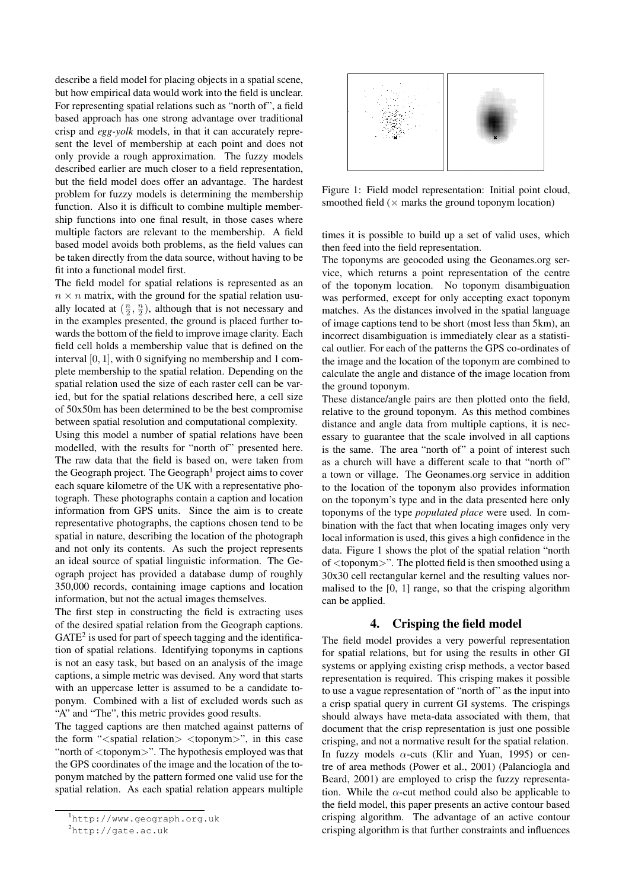describe a field model for placing objects in a spatial scene, but how empirical data would work into the field is unclear. For representing spatial relations such as "north of", a field based approach has one strong advantage over traditional crisp and *egg-yolk* models, in that it can accurately represent the level of membership at each point and does not only provide a rough approximation. The fuzzy models described earlier are much closer to a field representation, but the field model does offer an advantage. The hardest problem for fuzzy models is determining the membership function. Also it is difficult to combine multiple membership functions into one final result, in those cases where multiple factors are relevant to the membership. A field based model avoids both problems, as the field values can be taken directly from the data source, without having to be fit into a functional model first.

The field model for spatial relations is represented as an $n \times n$ matrix, with the ground for the spatial relation usually located at $(\frac{n}{2}, \frac{n}{2})$, although that is not necessary and in the examples presented, the ground is placed further towards the bottom of the field to improve image clarity. Each field cell holds a membership value that is defined on the interval $[0, 1]$, with 0 signifying no membership and 1 complete membership to the spatial relation. Depending on the spatial relation used the size of each raster cell can be varied, but for the spatial relations described here, a cell size of 50x50m has been determined to be the best compromise between spatial resolution and computational complexity.

Using this model a number of spatial relations have been modelled, with the results for "north of" presented here. The raw data that the field is based on, were taken from the Geograph project. The Geograph[1] project aims to cover each square kilometre of the UK with a representative photograph. These photographs contain a caption and location information from GPS units. Since the aim is to create representative photographs, the captions chosen tend to be spatial in nature, describing the location of the photograph and not only its contents. As such the project represents an ideal source of spatial linguistic information. The Geograph project has provided a database dump of roughly 350,000 records, containing image captions and location information, but not the actual images themselves.

The first step in constructing the field is extracting uses of the desired spatial relation from the Geograph captions. GATE[2] is used for part of speech tagging and the identification of spatial relations. Identifying toponyms in captions is not an easy task, but based on an analysis of the image captions, a simple metric was devised. Any word that starts with an uppercase letter is assumed to be a candidate toponym. Combined with a list of excluded words such as "A" and "The", this metric provides good results.

The tagged captions are then matched against patterns of the form "<spatial relation> <toponym>", in this case "north of <toponym>". The hypothesis employed was that the GPS coordinates of the image and the location of the toponym matched by the pattern formed one valid use for the spatial relation. As each spatial relation appears multiple times it is possible to build up a set of valid uses, which then feed into the field representation.

Figure 1: Field model representation: Initial point cloud, smoothed field ($\times$ marks the ground toponym location)

The toponyms are geocoded using the Geonames.org service, which returns a point representation of the centre of the toponym location. No toponym disambiguation was performed, except for only accepting exact toponym matches. As the distances involved in the spatial language of image captions tend to be short (most less than 5km), an incorrect disambiguation is immediately clear as a statistical outlier. For each of the patterns the GPS co-ordinates of the image and the location of the toponym are combined to calculate the angle and distance of the image location from the ground toponym.

These distance/angle pairs are then plotted onto the field, relative to the ground toponym. As this method combines distance and angle data from multiple captions, it is necessary to guarantee that the scale involved in all captions is the same. The area "north of" a point of interest such as a church will have a different scale to that "north of" a town or village. The Geonames.org service in addition to the location of the toponym also provides information on the toponym's type and in the data presented here only toponyms of the type *populated place* were used. In combination with the fact that when locating images only very local information is used, this gives a high confidence in the data. Figure 1 shows the plot of the spatial relation "north of <toponym>". The plotted field is then smoothed using a 30x30 cell rectangular kernel and the resulting values normalised to the [0, 1] range, so that the crisping algorithm can be applied.

## 4. Crisping the field model

The field model provides a very powerful representation for spatial relations, but for using the results in other GI systems or applying existing crisp methods, a vector based representation is required. This crisping makes it possible to use a vague representation of "north of" as the input into a crisp spatial query in current GI systems. The crispings should always have meta-data associated with them, that document that the crisp representation is just one possible crisping, and not a normative result for the spatial relation. In fuzzy models $\alpha$-cuts (Klir and Yuan, 1995) or centre of area methods (Power et al., 2001) (Palanciogla and Beard, 2001) are employed to crisp the fuzzy representation. While the $\alpha$-cut method could also be applicable to the field model, this paper presents an active contour based crisping algorithm. The advantage of an active contour crisping algorithm is that further constraints and influences

[1] http://www.geograph.org.uk

[2] http://gate.ac.uk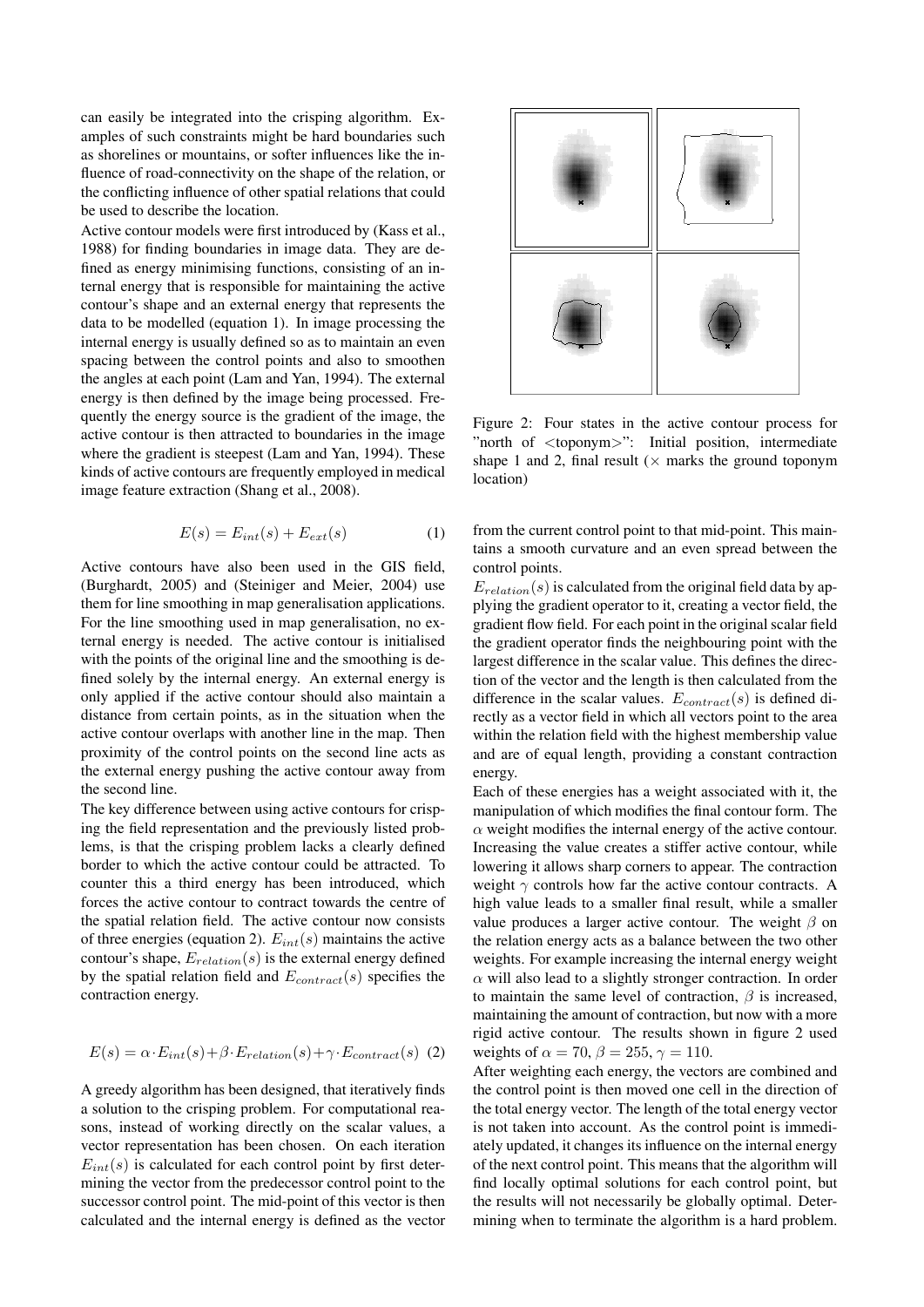can easily be integrated into the crisping algorithm. Examples of such constraints might be hard boundaries such as shorelines or mountains, or softer influences like the influence of road-connectivity on the shape of the relation, or the conflicting influence of other spatial relations that could be used to describe the location.

Active contour models were first introduced by (Kass et al., 1988) for finding boundaries in image data. They are defined as energy minimising functions, consisting of an internal energy that is responsible for maintaining the active contour's shape and an external energy that represents the data to be modelled (equation 1). In image processing the internal energy is usually defined so as to maintain an even spacing between the control points and also to smoothen the angles at each point (Lam and Yan, 1994). The external energy is then defined by the image being processed. Frequently the energy source is the gradient of the image, the active contour is then attracted to boundaries in the image where the gradient is steepest (Lam and Yan, 1994). These kinds of active contours are frequently employed in medical image feature extraction (Shang et al., 2008).

$$E(s) = E_{int}(s) + E_{ext}(s) \tag{1}$$

Active contours have also been used in the GIS field, (Burghardt, 2005) and (Steiniger and Meier, 2004) use them for line smoothing in map generalisation applications. For the line smoothing used in map generalisation, no external energy is needed. The active contour is initialised with the points of the original line and the smoothing is defined solely by the internal energy. An external energy is only applied if the active contour should also maintain a distance from certain points, as in the situation when the active contour overlaps with another line in the map. Then proximity of the control points on the second line acts as the external energy pushing the active contour away from the second line.

The key difference between using active contours for crisping the field representation and the previously listed problems, is that the crisping problem lacks a clearly defined border to which the active contour could be attracted. To counter this a third energy has been introduced, which forces the active contour to contract towards the centre of the spatial relation field. The active contour now consists of three energies (equation 2). $E_{int}(s)$ maintains the active contour's shape, $E_{relation}(s)$ is the external energy defined by the spatial relation field and $E_{contract}(s)$ specifies the contraction energy.

$$E(s) = \alpha \cdot E_{int}(s) + \beta \cdot E_{relation}(s) + \gamma \cdot E_{contract}(s) \tag{2}$$

A greedy algorithm has been designed, that iteratively finds a solution to the crisping problem. For computational reasons, instead of working directly on the scalar values, a vector representation has been chosen. On each iteration $E_{int}(s)$ is calculated for each control point by first determining the vector from the predecessor control point to the successor control point. The mid-point of this vector is then calculated and the internal energy is defined as the vector from the current control point to that mid-point. This maintains a smooth curvature and an even spread between the control points.

Figure 2: Four states in the active contour process for "north of <toponym>": Initial position, intermediate shape 1 and 2, final result (× marks the ground toponym location)

$E_{relation}(s)$ is calculated from the original field data by applying the gradient operator to it, creating a vector field, the gradient flow field. For each point in the original scalar field the gradient operator finds the neighbouring point with the largest difference in the scalar value. This defines the direction of the vector and the length is then calculated from the difference in the scalar values. $E_{contract}(s)$ is defined directly as a vector field in which all vectors point to the area within the relation field with the highest membership value and are of equal length, providing a constant contraction energy.

Each of these energies has a weight associated with it, the manipulation of which modifies the final contour form. The $\alpha$ weight modifies the internal energy of the active contour. Increasing the value creates a stiffer active contour, while lowering it allows sharp corners to appear. The contraction weight $\gamma$ controls how far the active contour contracts. A high value leads to a smaller final result, while a smaller value produces a larger active contour. The weight $\beta$ on the relation energy acts as a balance between the two other weights. For example increasing the internal energy weight $\alpha$ will also lead to a slightly stronger contraction. In order to maintain the same level of contraction, $\beta$ is increased, maintaining the amount of contraction, but now with a more rigid active contour. The results shown in figure 2 used weights of $\alpha = 70$, $\beta = 255$, $\gamma = 110$.

After weighting each energy, the vectors are combined and the control point is then moved one cell in the direction of the total energy vector. The length of the total energy vector is not taken into account. As the control point is immediately updated, it changes its influence on the internal energy of the next control point. This means that the algorithm will find locally optimal solutions for each control point, but the results will not necessarily be globally optimal. Determining when to terminate the algorithm is a hard problem.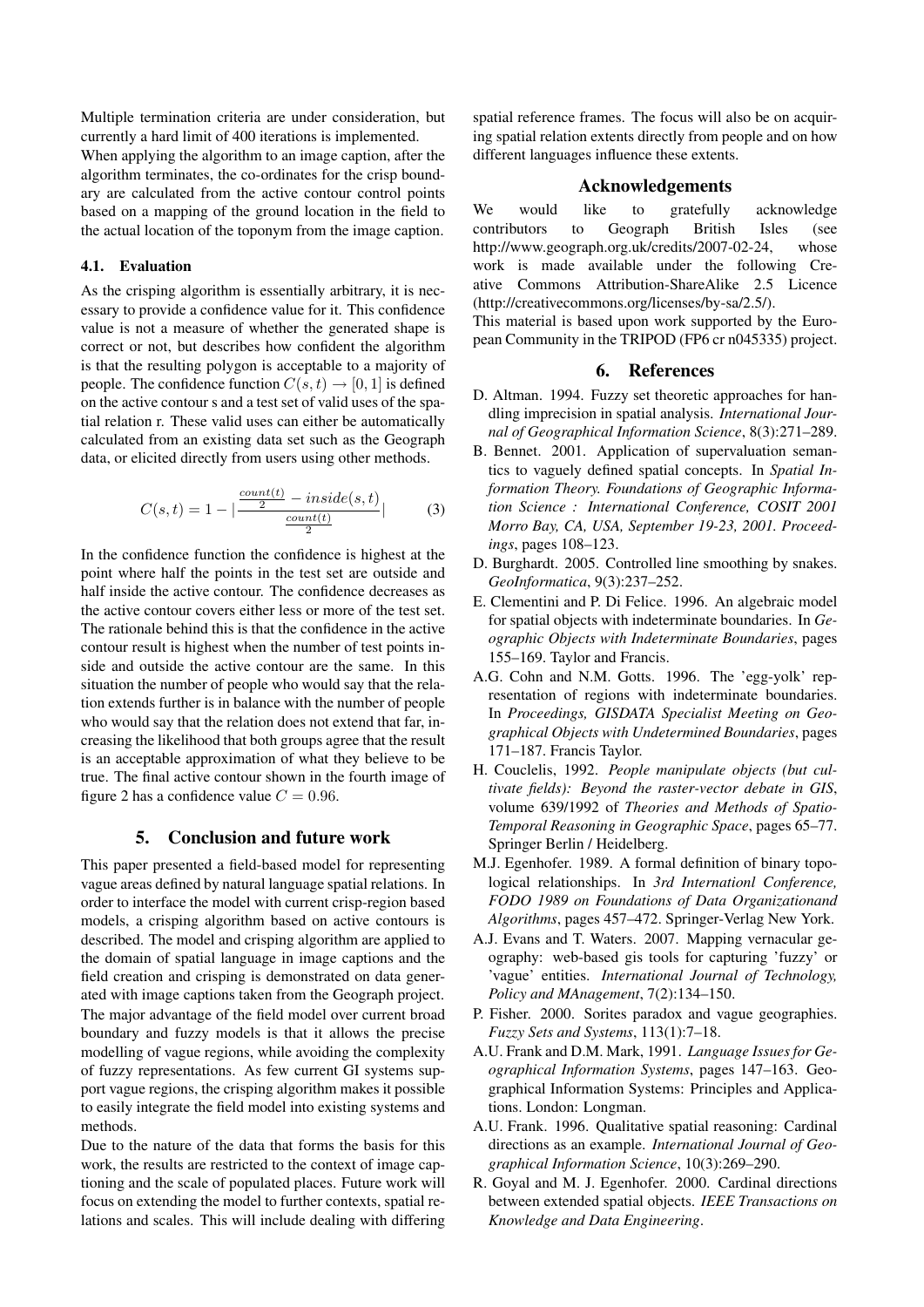Multiple termination criteria are under consideration, but currently a hard limit of 400 iterations is implemented.

When applying the algorithm to an image caption, after the algorithm terminates, the co-ordinates for the crisp boundary are calculated from the active contour control points based on a mapping of the ground location in the field to the actual location of the toponym from the image caption.

### 4.1. Evaluation

As the crisping algorithm is essentially arbitrary, it is necessary to provide a confidence value for it. This confidence value is not a measure of whether the generated shape is correct or not, but describes how confident the algorithm is that the resulting polygon is acceptable to a majority of people. The confidence function $C(s, t) \rightarrow [0, 1]$ is defined on the active contour s and a test set of valid uses of the spatial relation r. These valid uses can either be automatically calculated from an existing data set such as the Geograph data, or elicited directly from users using other methods.

$$C(s, t) = 1 - \left| \frac{\frac{count(t)}{2} - inside(s, t)}{\frac{count(t)}{2}} \right| \quad (3)$$

In the confidence function the confidence is highest at the point where half the points in the test set are outside and half inside the active contour. The confidence decreases as the active contour covers either less or more of the test set. The rationale behind this is that the confidence in the active contour result is highest when the number of test points inside and outside the active contour are the same. In this situation the number of people who would say that the relation extends further is in balance with the number of people who would say that the relation does not extend that far, increasing the likelihood that both groups agree that the result is an acceptable approximation of what they believe to be true. The final active contour shown in the fourth image of figure 2 has a confidence value $C = 0.96$.

## 5. Conclusion and future work

This paper presented a field-based model for representing vague areas defined by natural language spatial relations. In order to interface the model with current crisp-region based models, a crisping algorithm based on active contours is described. The model and crisping algorithm are applied to the domain of spatial language in image captions and the field creation and crisping is demonstrated on data generated with image captions taken from the Geograph project. The major advantage of the field model over current broad boundary and fuzzy models is that it allows the precise modelling of vague regions, while avoiding the complexity of fuzzy representations. As few current GI systems support vague regions, the crisping algorithm makes it possible to easily integrate the field model into existing systems and methods.

Due to the nature of the data that forms the basis for this work, the results are restricted to the context of image captioning and the scale of populated places. Future work will focus on extending the model to further contexts, spatial relations and scales. This will include dealing with differing spatial reference frames. The focus will also be on acquiring spatial relation extents directly from people and on how different languages influence these extents.

## Acknowledgements

We would like to gratefully acknowledge contributors to Geograph British Isles (see http://www.geograph.org.uk/credits/2007-02-24, whose work is made available under the following Creative Commons Attribution-ShareAlike 2.5 Licence (http://creativecommons.org/licenses/by-sa/2.5/).

This material is based upon work supported by the European Community in the TRIPOD (FP6 cr n045335) project.

## 6. References

D. Altman. 1994. Fuzzy set theoretic approaches for handling imprecision in spatial analysis. *International Journal of Geographical Information Science*, 8(3):271–289.

B. Bennet. 2001. Application of supervaluation semantics to vaguely defined spatial concepts. In *Spatial Information Theory. Foundations of Geographic Information Science : International Conference, COSIT 2001 Morro Bay, CA, USA, September 19-23, 2001. Proceedings*, pages 108–123.

D. Burghardt. 2005. Controlled line smoothing by snakes. *GeoInformatica*, 9(3):237–252.

E. Clementini and P. Di Felice. 1996. An algebraic model for spatial objects with indeterminate boundaries. In *Geographic Objects with Indeterminate Boundaries*, pages 155–169. Taylor and Francis.

A.G. Cohn and N.M. Gotts. 1996. The 'egg-yolk' representation of regions with indeterminate boundaries. In *Proceedings, GISDATA Specialist Meeting on Geographical Objects with Undetermined Boundaries*, pages 171–187. Francis Taylor.

H. Couclelis, 1992. *People manipulate objects (but cultivate fields): Beyond the raster-vector debate in GIS*, volume 639/1992 of *Theories and Methods of Spatio-Temporal Reasoning in Geographic Space*, pages 65–77. Springer Berlin / Heidelberg.

M.J. Egenhofer. 1989. A formal definition of binary topological relationships. In *3rd Internationl Conference, FODO 1989 on Foundations of Data Organizationand Algorithms*, pages 457–472. Springer-Verlag New York.

A.J. Evans and T. Waters. 2007. Mapping vernacular geography: web-based gis tools for capturing 'fuzzy' or 'vague' entities. *International Journal of Technology, Policy and MAnagement*, 7(2):134–150.

P. Fisher. 2000. Sorites paradox and vague geographies. *Fuzzy Sets and Systems*, 113(1):7–18.

A.U. Frank and D.M. Mark, 1991. *Language Issues for Geographical Information Systems*, pages 147–163. Geographical Information Systems: Principles and Applications. London: Longman.

A.U. Frank. 1996. Qualitative spatial reasoning: Cardinal directions as an example. *International Journal of Geographical Information Science*, 10(3):269–290.

R. Goyal and M. J. Egenhofer. 2000. Cardinal directions between extended spatial objects. *IEEE Transactions on Knowledge and Data Engineering*.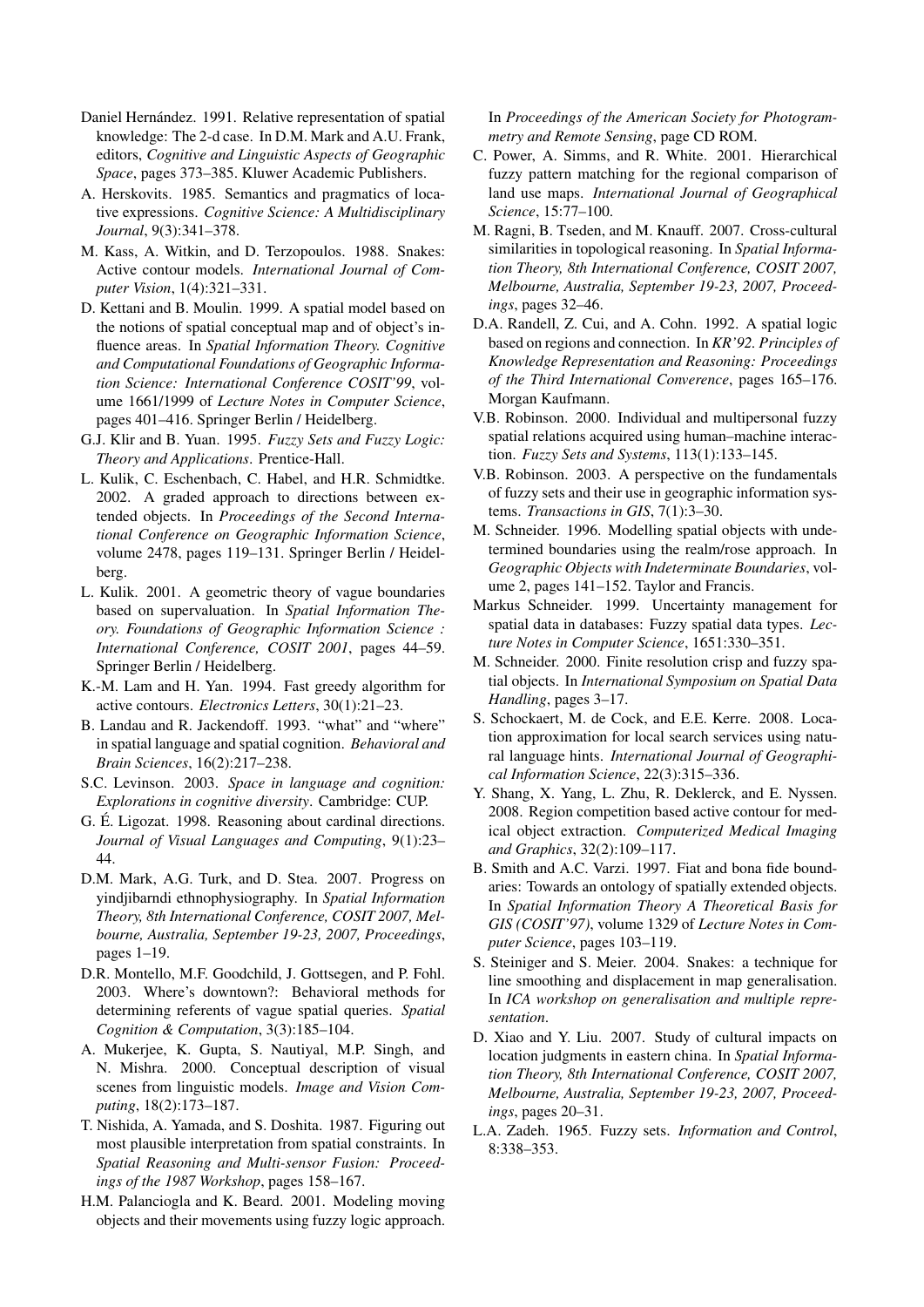Daniel Hernández. 1991. Relative representation of spatial knowledge: The 2-d case. In D.M. Mark and A.U. Frank, editors, *Cognitive and Linguistic Aspects of Geographic Space*, pages 373–385. Kluwer Academic Publishers.

A. Herskovits. 1985. Semantics and pragmatics of locative expressions. *Cognitive Science: A Multidisciplinary Journal*, 9(3):341–378.

M. Kass, A. Witkin, and D. Terzopoulos. 1988. Snakes: Active contour models. *International Journal of Computer Vision*, 1(4):321–331.

D. Kettani and B. Moulin. 1999. A spatial model based on the notions of spatial conceptual map and of object's influence areas. In *Spatial Information Theory. Cognitive and Computational Foundations of Geographic Information Science: International Conference COSIT'99*, volume 1661/1999 of *Lecture Notes in Computer Science*, pages 401–416. Springer Berlin / Heidelberg.

G.J. Klir and B. Yuan. 1995. *Fuzzy Sets and Fuzzy Logic: Theory and Applications*. Prentice-Hall.

L. Kulik, C. Eschenbach, C. Habel, and H.R. Schmidtke. 2002. A graded approach to directions between extended objects. In *Proceedings of the Second International Conference on Geographic Information Science*, volume 2478, pages 119–131. Springer Berlin / Heidelberg.

L. Kulik. 2001. A geometric theory of vague boundaries based on supervaluation. In *Spatial Information Theory. Foundations of Geographic Information Science : International Conference, COSIT 2001*, pages 44–59. Springer Berlin / Heidelberg.

K.-M. Lam and H. Yan. 1994. Fast greedy algorithm for active contours. *Electronics Letters*, 30(1):21–23.

B. Landau and R. Jackendoff. 1993. "what" and "where" in spatial language and spatial cognition. *Behavioral and Brain Sciences*, 16(2):217–238.

S.C. Levinson. 2003. *Space in language and cognition: Explorations in cognitive diversity*. Cambridge: CUP.

G. É. Ligozat. 1998. Reasoning about cardinal directions. *Journal of Visual Languages and Computing*, 9(1):23–44.

D.M. Mark, A.G. Turk, and D. Stea. 2007. Progress on yindjibarndi ethnophysiography. In *Spatial Information Theory, 8th International Conference, COSIT 2007, Melbourne, Australia, September 19-23, 2007, Proceedings*, pages 1–19.

D.R. Montello, M.F. Goodchild, J. Gottsegen, and P. Fohl. 2003. Where's downtown?: Behavioral methods for determining referents of vague spatial queries. *Spatial Cognition & Computation*, 3(3):185–104.

A. Mukerjee, K. Gupta, S. Nautiyal, M.P. Singh, and N. Mishra. 2000. Conceptual description of visual scenes from linguistic models. *Image and Vision Computing*, 18(2):173–187.

T. Nishida, A. Yamada, and S. Doshita. 1987. Figuring out most plausible interpretation from spatial constraints. In *Spatial Reasoning and Multi-sensor Fusion: Proceedings of the 1987 Workshop*, pages 158–167.

H.M. Palanciogla and K. Beard. 2001. Modeling moving objects and their movements using fuzzy logic approach. In *Proceedings of the American Society for Photogrammetry and Remote Sensing*, page CD ROM.

C. Power, A. Simms, and R. White. 2001. Hierarchical fuzzy pattern matching for the regional comparison of land use maps. *International Journal of Geographical Science*, 15:77–100.

M. Ragni, B. Tseden, and M. Knauff. 2007. Cross-cultural similarities in topological reasoning. In *Spatial Information Theory, 8th International Conference, COSIT 2007, Melbourne, Australia, September 19-23, 2007, Proceedings*, pages 32–46.

D.A. Randell, Z. Cui, and A. Cohn. 1992. A spatial logic based on regions and connection. In *KR'92. Principles of Knowledge Representation and Reasoning: Proceedings of the Third International Converence*, pages 165–176. Morgan Kaufmann.

V.B. Robinson. 2000. Individual and multipersonal fuzzy spatial relations acquired using human–machine interaction. *Fuzzy Sets and Systems*, 113(1):133–145.

V.B. Robinson. 2003. A perspective on the fundamentals of fuzzy sets and their use in geographic information systems. *Transactions in GIS*, 7(1):3–30.

M. Schneider. 1996. Modelling spatial objects with undetermined boundaries using the realm/rose approach. In *Geographic Objects with Indeterminate Boundaries*, volume 2, pages 141–152. Taylor and Francis.

Markus Schneider. 1999. Uncertainty management for spatial data in databases: Fuzzy spatial data types. *Lecture Notes in Computer Science*, 1651:330–351.

M. Schneider. 2000. Finite resolution crisp and fuzzy spatial objects. In *International Symposium on Spatial Data Handling*, pages 3–17.

S. Schockaert, M. de Cock, and E.E. Kerre. 2008. Location approximation for local search services using natural language hints. *International Journal of Geographical Information Science*, 22(3):315–336.

Y. Shang, X. Yang, L. Zhu, R. Deklerck, and E. Nyssen. 2008. Region competition based active contour for medical object extraction. *Computerized Medical Imaging and Graphics*, 32(2):109–117.

B. Smith and A.C. Varzi. 1997. Fiat and bona fide boundaries: Towards an ontology of spatially extended objects. In *Spatial Information Theory A Theoretical Basis for GIS (COSIT'97)*, volume 1329 of *Lecture Notes in Computer Science*, pages 103–119.

S. Steiniger and S. Meier. 2004. Snakes: a technique for line smoothing and displacement in map generalisation. In *ICA workshop on generalisation and multiple representation*.

D. Xiao and Y. Liu. 2007. Study of cultural impacts on location judgments in eastern china. In *Spatial Information Theory, 8th International Conference, COSIT 2007, Melbourne, Australia, September 19-23, 2007, Proceedings*, pages 20–31.

L.A. Zadeh. 1965. Fuzzy sets. *Information and Control*, 8:338–353.